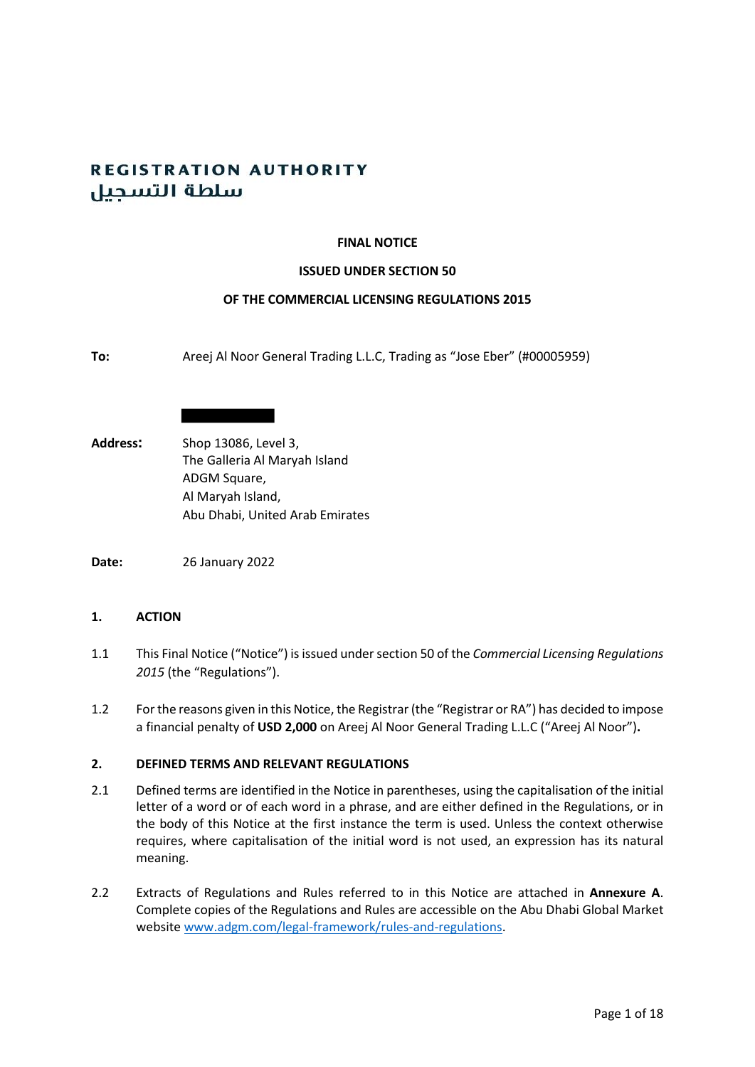**REGISTRATION AUTHORITY**
**سلطة التسجيل**

**FINAL NOTICE**

**ISSUED UNDER SECTION 50**

**OF THE COMMERCIAL LICENSING REGULATIONS 2015**

**To:** Areej Al Noor General Trading L.L.C, Trading as "Jose Eber" (#00005959)

**Address:** Shop 13086, Level 3,
The Galleria Al Maryah Island
ADGM Square,
Al Maryah Island,
Abu Dhabi, United Arab Emirates

**Date:** 26 January 2022

## 1. ACTION

1.1 This Final Notice ("Notice") is issued under section 50 of the *Commercial Licensing Regulations 2015* (the "Regulations").

1.2 For the reasons given in this Notice, the Registrar (the "Registrar or RA") has decided to impose a financial penalty of **USD 2,000** on Areej Al Noor General Trading L.L.C ("Areej Al Noor")**.**

## 2. DEFINED TERMS AND RELEVANT REGULATIONS

2.1 Defined terms are identified in the Notice in parentheses, using the capitalisation of the initial letter of a word or of each word in a phrase, and are either defined in the Regulations, or in the body of this Notice at the first instance the term is used. Unless the context otherwise requires, where capitalisation of the initial word is not used, an expression has its natural meaning.

2.2 Extracts of Regulations and Rules referred to in this Notice are attached in **Annexure A**. Complete copies of the Regulations and Rules are accessible on the Abu Dhabi Global Market website www.adgm.com/legal-framework/rules-and-regulations.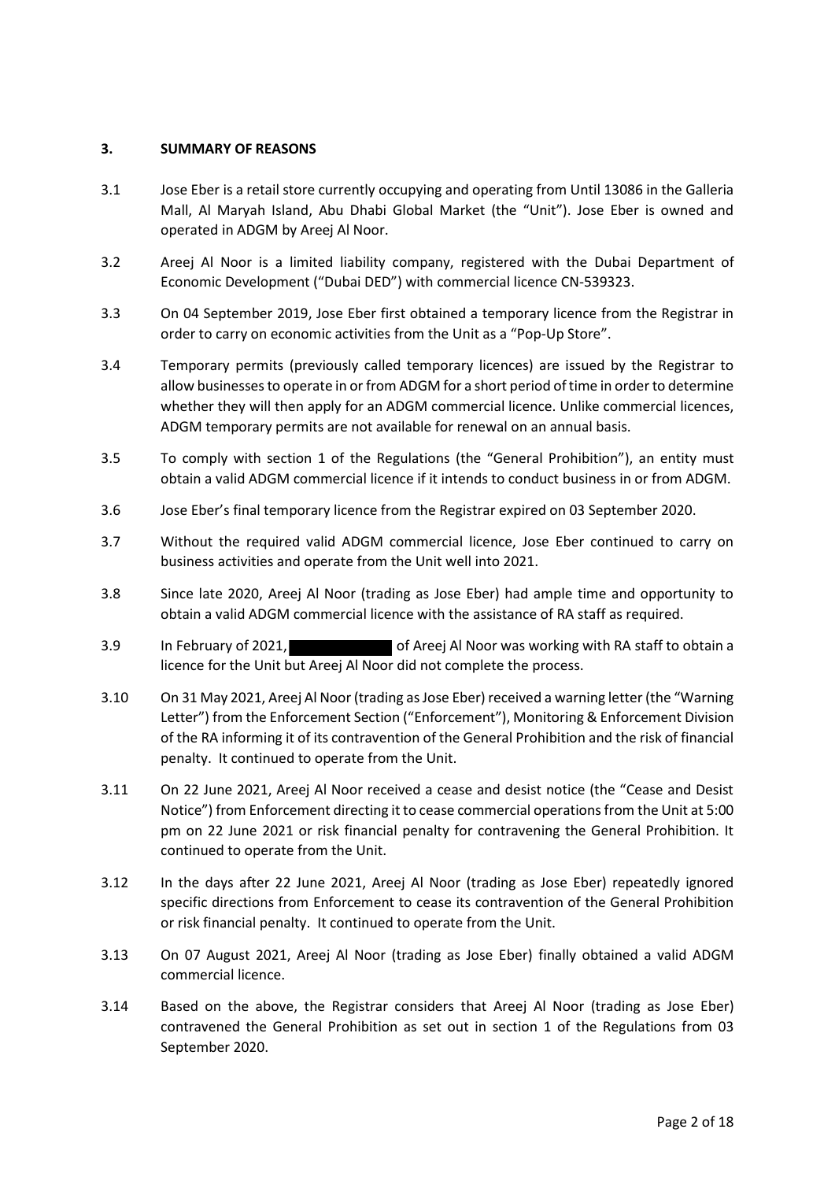## 3. SUMMARY OF REASONS

3.1 Jose Eber is a retail store currently occupying and operating from Until 13086 in the Galleria Mall, Al Maryah Island, Abu Dhabi Global Market (the "Unit"). Jose Eber is owned and operated in ADGM by Areej Al Noor.

3.2 Areej Al Noor is a limited liability company, registered with the Dubai Department of Economic Development ("Dubai DED") with commercial licence CN-539323.

3.3 On 04 September 2019, Jose Eber first obtained a temporary licence from the Registrar in order to carry on economic activities from the Unit as a "Pop-Up Store".

3.4 Temporary permits (previously called temporary licences) are issued by the Registrar to allow businesses to operate in or from ADGM for a short period of time in order to determine whether they will then apply for an ADGM commercial licence. Unlike commercial licences, ADGM temporary permits are not available for renewal on an annual basis.

3.5 To comply with section 1 of the Regulations (the "General Prohibition"), an entity must obtain a valid ADGM commercial licence if it intends to conduct business in or from ADGM.

3.6 Jose Eber's final temporary licence from the Registrar expired on 03 September 2020.

3.7 Without the required valid ADGM commercial licence, Jose Eber continued to carry on business activities and operate from the Unit well into 2021.

3.8 Since late 2020, Areej Al Noor (trading as Jose Eber) had ample time and opportunity to obtain a valid ADGM commercial licence with the assistance of RA staff as required.

3.9 In February of 2021, ██████████ of Areej Al Noor was working with RA staff to obtain a licence for the Unit but Areej Al Noor did not complete the process.

3.10 On 31 May 2021, Areej Al Noor (trading as Jose Eber) received a warning letter (the "Warning Letter") from the Enforcement Section ("Enforcement"), Monitoring & Enforcement Division of the RA informing it of its contravention of the General Prohibition and the risk of financial penalty. It continued to operate from the Unit.

3.11 On 22 June 2021, Areej Al Noor received a cease and desist notice (the "Cease and Desist Notice") from Enforcement directing it to cease commercial operations from the Unit at 5:00 pm on 22 June 2021 or risk financial penalty for contravening the General Prohibition. It continued to operate from the Unit.

3.12 In the days after 22 June 2021, Areej Al Noor (trading as Jose Eber) repeatedly ignored specific directions from Enforcement to cease its contravention of the General Prohibition or risk financial penalty. It continued to operate from the Unit.

3.13 On 07 August 2021, Areej Al Noor (trading as Jose Eber) finally obtained a valid ADGM commercial licence.

3.14 Based on the above, the Registrar considers that Areej Al Noor (trading as Jose Eber) contravened the General Prohibition as set out in section 1 of the Regulations from 03 September 2020.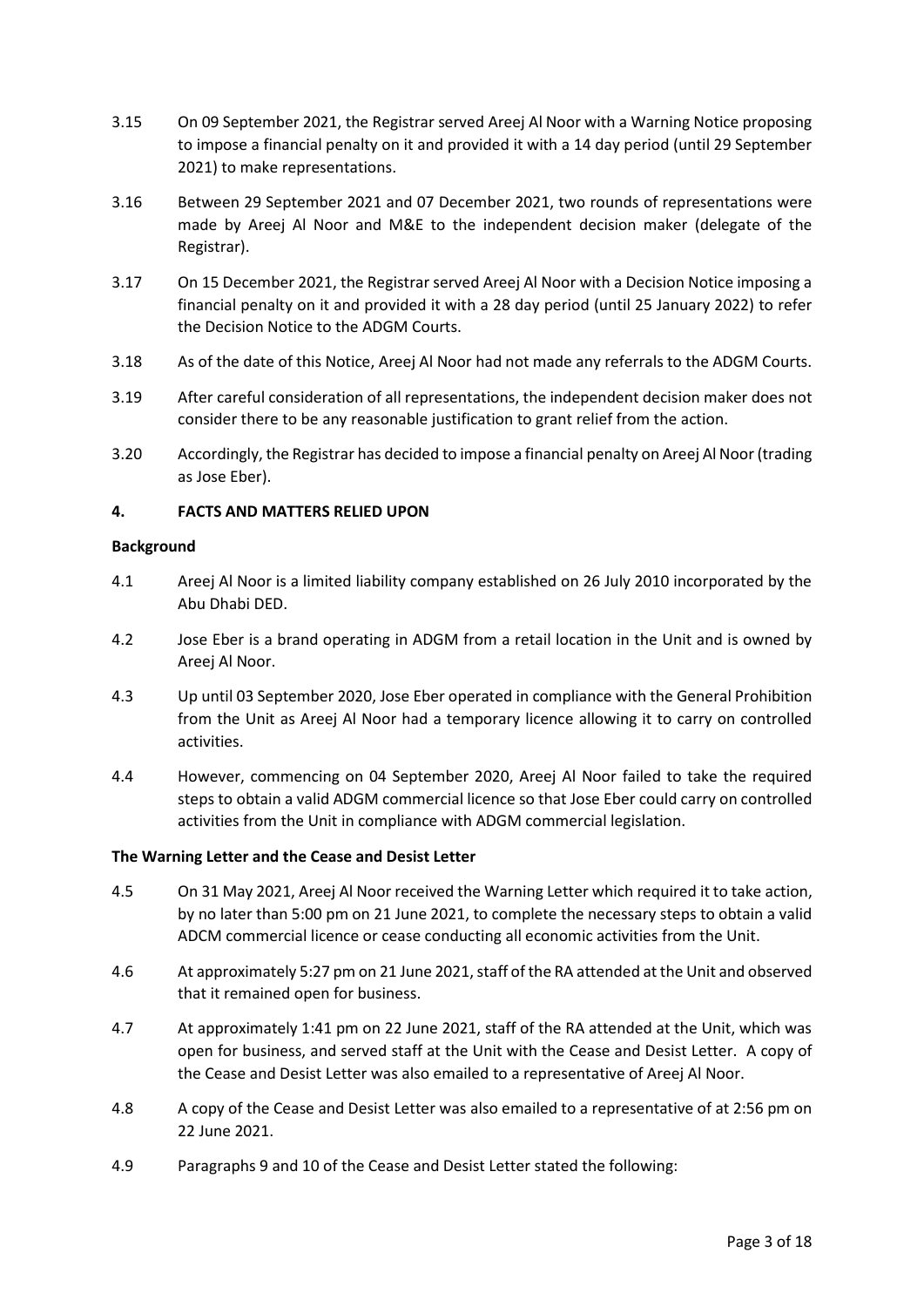3.15 On 09 September 2021, the Registrar served Areej Al Noor with a Warning Notice proposing to impose a financial penalty on it and provided it with a 14 day period (until 29 September 2021) to make representations.

3.16 Between 29 September 2021 and 07 December 2021, two rounds of representations were made by Areej Al Noor and M&E to the independent decision maker (delegate of the Registrar).

3.17 On 15 December 2021, the Registrar served Areej Al Noor with a Decision Notice imposing a financial penalty on it and provided it with a 28 day period (until 25 January 2022) to refer the Decision Notice to the ADGM Courts.

3.18 As of the date of this Notice, Areej Al Noor had not made any referrals to the ADGM Courts.

3.19 After careful consideration of all representations, the independent decision maker does not consider there to be any reasonable justification to grant relief from the action.

3.20 Accordingly, the Registrar has decided to impose a financial penalty on Areej Al Noor (trading as Jose Eber).

## 4. FACTS AND MATTERS RELIED UPON

**Background**

4.1 Areej Al Noor is a limited liability company established on 26 July 2010 incorporated by the Abu Dhabi DED.

4.2 Jose Eber is a brand operating in ADGM from a retail location in the Unit and is owned by Areej Al Noor.

4.3 Up until 03 September 2020, Jose Eber operated in compliance with the General Prohibition from the Unit as Areej Al Noor had a temporary licence allowing it to carry on controlled activities.

4.4 However, commencing on 04 September 2020, Areej Al Noor failed to take the required steps to obtain a valid ADGM commercial licence so that Jose Eber could carry on controlled activities from the Unit in compliance with ADGM commercial legislation.

**The Warning Letter and the Cease and Desist Letter**

4.5 On 31 May 2021, Areej Al Noor received the Warning Letter which required it to take action, by no later than 5:00 pm on 21 June 2021, to complete the necessary steps to obtain a valid ADCM commercial licence or cease conducting all economic activities from the Unit.

4.6 At approximately 5:27 pm on 21 June 2021, staff of the RA attended at the Unit and observed that it remained open for business.

4.7 At approximately 1:41 pm on 22 June 2021, staff of the RA attended at the Unit, which was open for business, and served staff at the Unit with the Cease and Desist Letter. A copy of the Cease and Desist Letter was also emailed to a representative of Areej Al Noor.

4.8 A copy of the Cease and Desist Letter was also emailed to a representative of at 2:56 pm on 22 June 2021.

4.9 Paragraphs 9 and 10 of the Cease and Desist Letter stated the following: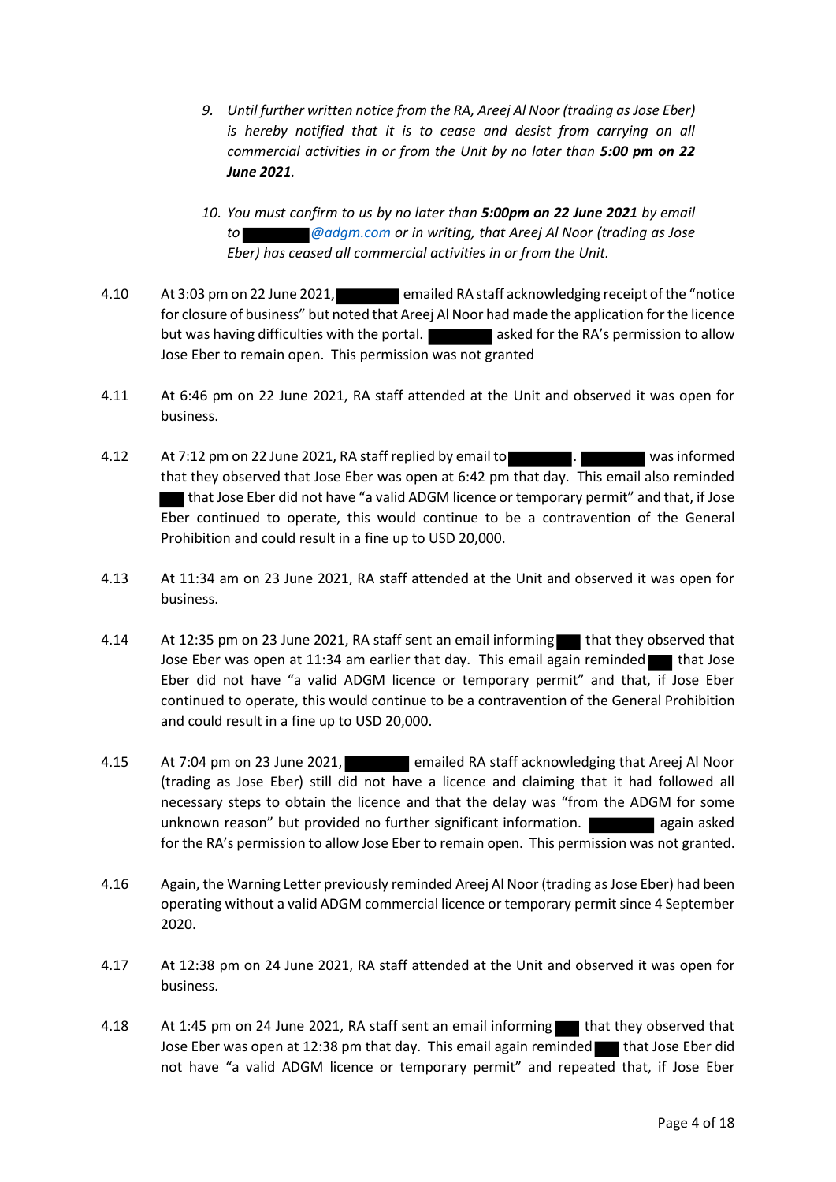9. *Until further written notice from the RA, Areej Al Noor (trading as Jose Eber) is hereby notified that it is to cease and desist from carrying on all commercial activities in or from the Unit by no later than **5:00 pm on 22 June 2021**.*

10. *You must confirm to us by no later than **5:00pm on 22 June 2021** by email to ██████@adgm.com or in writing, that Areej Al Noor (trading as Jose Eber) has ceased all commercial activities in or from the Unit.*

4.10 At 3:03 pm on 22 June 2021, ██████ emailed RA staff acknowledging receipt of the "notice for closure of business" but noted that Areej Al Noor had made the application for the licence but was having difficulties with the portal. ██████ asked for the RA's permission to allow Jose Eber to remain open. This permission was not granted

4.11 At 6:46 pm on 22 June 2021, RA staff attended at the Unit and observed it was open for business.

4.12 At 7:12 pm on 22 June 2021, RA staff replied by email to ██████. ██████ was informed that they observed that Jose Eber was open at 6:42 pm that day. This email also reminded ██ that Jose Eber did not have "a valid ADGM licence or temporary permit" and that, if Jose Eber continued to operate, this would continue to be a contravention of the General Prohibition and could result in a fine up to USD 20,000.

4.13 At 11:34 am on 23 June 2021, RA staff attended at the Unit and observed it was open for business.

4.14 At 12:35 pm on 23 June 2021, RA staff sent an email informing ██ that they observed that Jose Eber was open at 11:34 am earlier that day. This email again reminded ██ that Jose Eber did not have "a valid ADGM licence or temporary permit" and that, if Jose Eber continued to operate, this would continue to be a contravention of the General Prohibition and could result in a fine up to USD 20,000.

4.15 At 7:04 pm on 23 June 2021, ██████ emailed RA staff acknowledging that Areej Al Noor (trading as Jose Eber) still did not have a licence and claiming that it had followed all necessary steps to obtain the licence and that the delay was "from the ADGM for some unknown reason" but provided no further significant information. ██████ again asked for the RA's permission to allow Jose Eber to remain open. This permission was not granted.

4.16 Again, the Warning Letter previously reminded Areej Al Noor (trading as Jose Eber) had been operating without a valid ADGM commercial licence or temporary permit since 4 September 2020.

4.17 At 12:38 pm on 24 June 2021, RA staff attended at the Unit and observed it was open for business.

4.18 At 1:45 pm on 24 June 2021, RA staff sent an email informing ██ that they observed that Jose Eber was open at 12:38 pm that day. This email again reminded ██ that Jose Eber did not have "a valid ADGM licence or temporary permit" and repeated that, if Jose Eber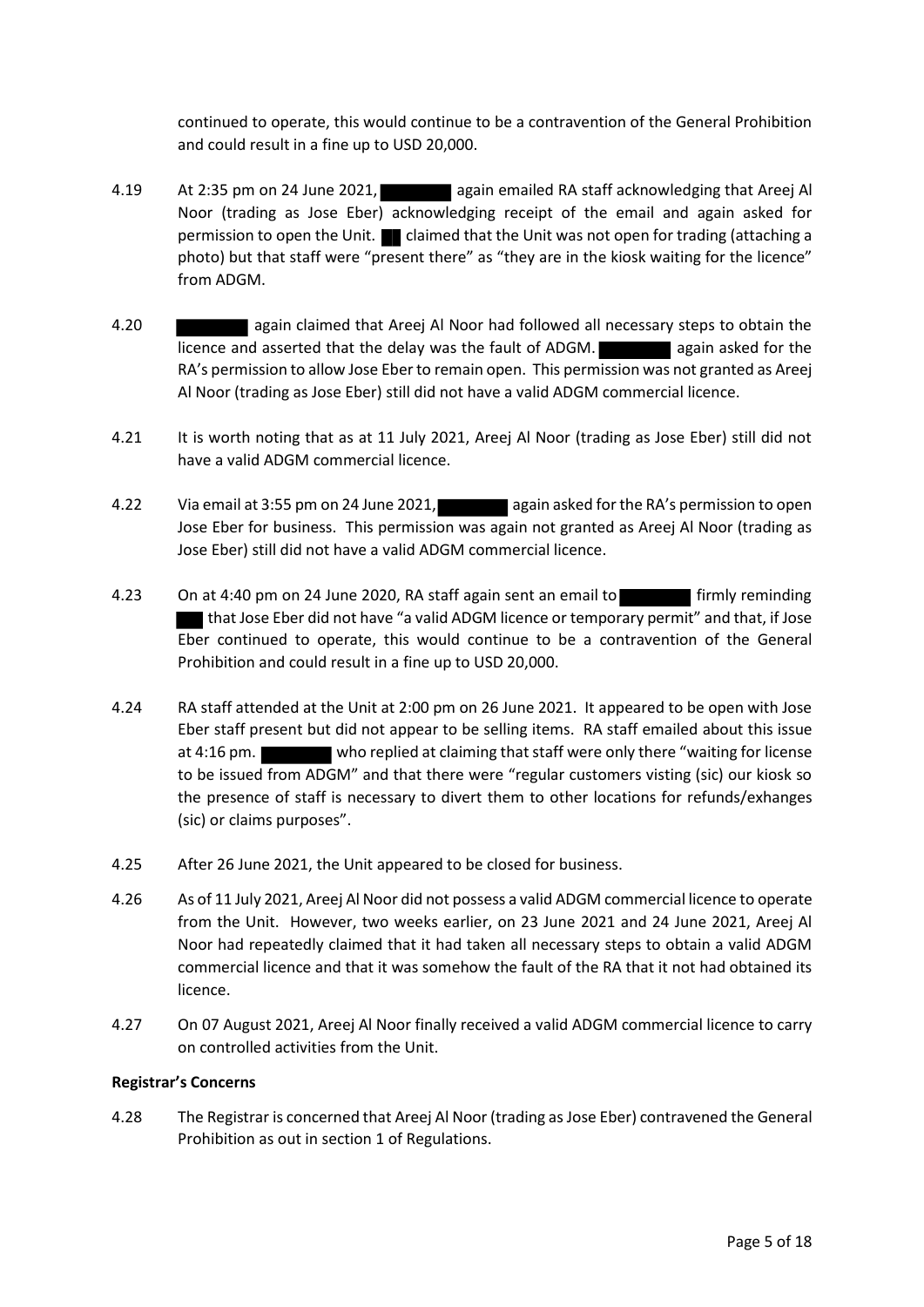continued to operate, this would continue to be a contravention of the General Prohibition and could result in a fine up to USD 20,000.

4.19 At 2:35 pm on 24 June 2021, ████████ again emailed RA staff acknowledging that Areej Al Noor (trading as Jose Eber) acknowledging receipt of the email and again asked for permission to open the Unit. ██ claimed that the Unit was not open for trading (attaching a photo) but that staff were "present there" as "they are in the kiosk waiting for the licence" from ADGM.

4.20 ████████ again claimed that Areej Al Noor had followed all necessary steps to obtain the licence and asserted that the delay was the fault of ADGM. ████████ again asked for the RA's permission to allow Jose Eber to remain open. This permission was not granted as Areej Al Noor (trading as Jose Eber) still did not have a valid ADGM commercial licence.

4.21 It is worth noting that as at 11 July 2021, Areej Al Noor (trading as Jose Eber) still did not have a valid ADGM commercial licence.

4.22 Via email at 3:55 pm on 24 June 2021, ████████ again asked for the RA's permission to open Jose Eber for business. This permission was again not granted as Areej Al Noor (trading as Jose Eber) still did not have a valid ADGM commercial licence.

4.23 On at 4:40 pm on 24 June 2020, RA staff again sent an email to ████████ firmly reminding ███ that Jose Eber did not have "a valid ADGM licence or temporary permit" and that, if Jose Eber continued to operate, this would continue to be a contravention of the General Prohibition and could result in a fine up to USD 20,000.

4.24 RA staff attended at the Unit at 2:00 pm on 26 June 2021. It appeared to be open with Jose Eber staff present but did not appear to be selling items. RA staff emailed about this issue at 4:16 pm. ████████ who replied at claiming that staff were only there "waiting for license to be issued from ADGM" and that there were "regular customers visting (sic) our kiosk so the presence of staff is necessary to divert them to other locations for refunds/exhanges (sic) or claims purposes".

4.25 After 26 June 2021, the Unit appeared to be closed for business.

4.26 As of 11 July 2021, Areej Al Noor did not possess a valid ADGM commercial licence to operate from the Unit. However, two weeks earlier, on 23 June 2021 and 24 June 2021, Areej Al Noor had repeatedly claimed that it had taken all necessary steps to obtain a valid ADGM commercial licence and that it was somehow the fault of the RA that it not had obtained its licence.

4.27 On 07 August 2021, Areej Al Noor finally received a valid ADGM commercial licence to carry on controlled activities from the Unit.

**Registrar's Concerns**

4.28 The Registrar is concerned that Areej Al Noor (trading as Jose Eber) contravened the General Prohibition as out in section 1 of Regulations.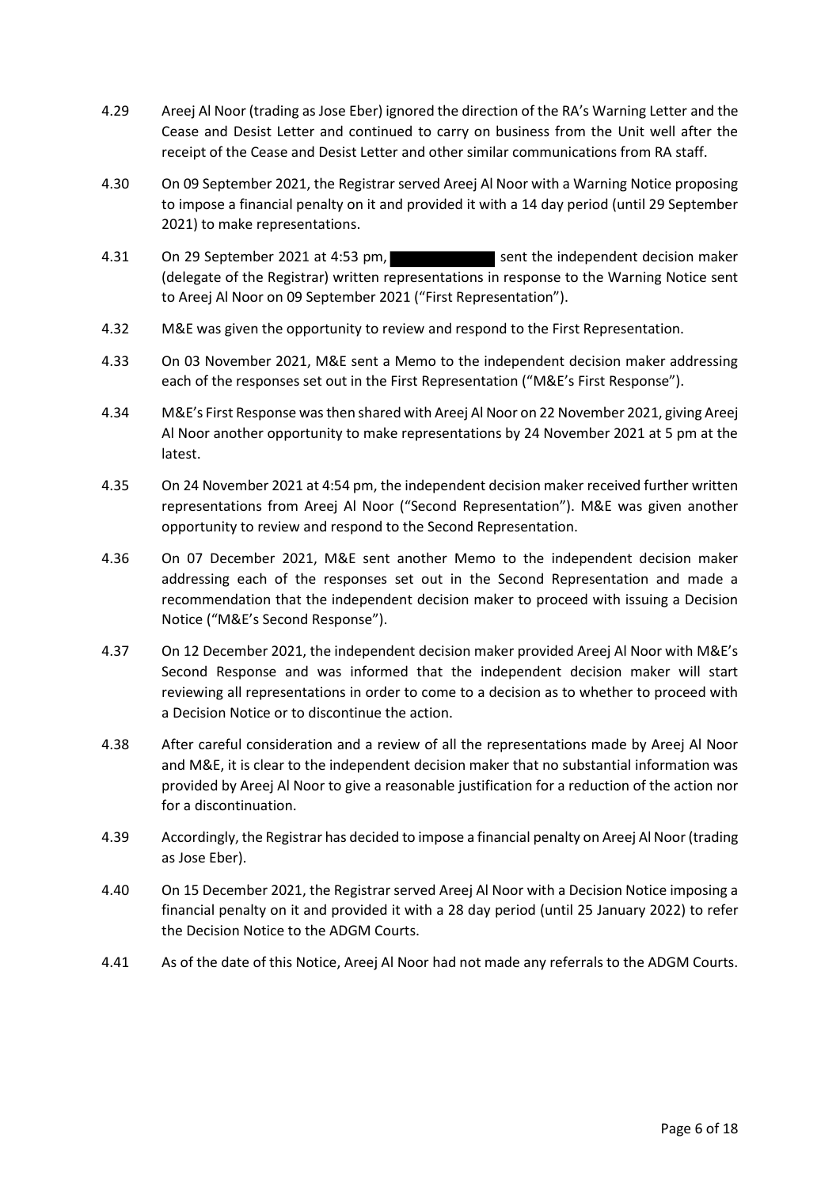4.29 Areej Al Noor (trading as Jose Eber) ignored the direction of the RA's Warning Letter and the Cease and Desist Letter and continued to carry on business from the Unit well after the receipt of the Cease and Desist Letter and other similar communications from RA staff.

4.30 On 09 September 2021, the Registrar served Areej Al Noor with a Warning Notice proposing to impose a financial penalty on it and provided it with a 14 day period (until 29 September 2021) to make representations.

4.31 On 29 September 2021 at 4:53 pm, ██████████ sent the independent decision maker (delegate of the Registrar) written representations in response to the Warning Notice sent to Areej Al Noor on 09 September 2021 ("First Representation").

4.32 M&E was given the opportunity to review and respond to the First Representation.

4.33 On 03 November 2021, M&E sent a Memo to the independent decision maker addressing each of the responses set out in the First Representation ("M&E's First Response").

4.34 M&E's First Response was then shared with Areej Al Noor on 22 November 2021, giving Areej Al Noor another opportunity to make representations by 24 November 2021 at 5 pm at the latest.

4.35 On 24 November 2021 at 4:54 pm, the independent decision maker received further written representations from Areej Al Noor ("Second Representation"). M&E was given another opportunity to review and respond to the Second Representation.

4.36 On 07 December 2021, M&E sent another Memo to the independent decision maker addressing each of the responses set out in the Second Representation and made a recommendation that the independent decision maker to proceed with issuing a Decision Notice ("M&E's Second Response").

4.37 On 12 December 2021, the independent decision maker provided Areej Al Noor with M&E's Second Response and was informed that the independent decision maker will start reviewing all representations in order to come to a decision as to whether to proceed with a Decision Notice or to discontinue the action.

4.38 After careful consideration and a review of all the representations made by Areej Al Noor and M&E, it is clear to the independent decision maker that no substantial information was provided by Areej Al Noor to give a reasonable justification for a reduction of the action nor for a discontinuation.

4.39 Accordingly, the Registrar has decided to impose a financial penalty on Areej Al Noor (trading as Jose Eber).

4.40 On 15 December 2021, the Registrar served Areej Al Noor with a Decision Notice imposing a financial penalty on it and provided it with a 28 day period (until 25 January 2022) to refer the Decision Notice to the ADGM Courts.

4.41 As of the date of this Notice, Areej Al Noor had not made any referrals to the ADGM Courts.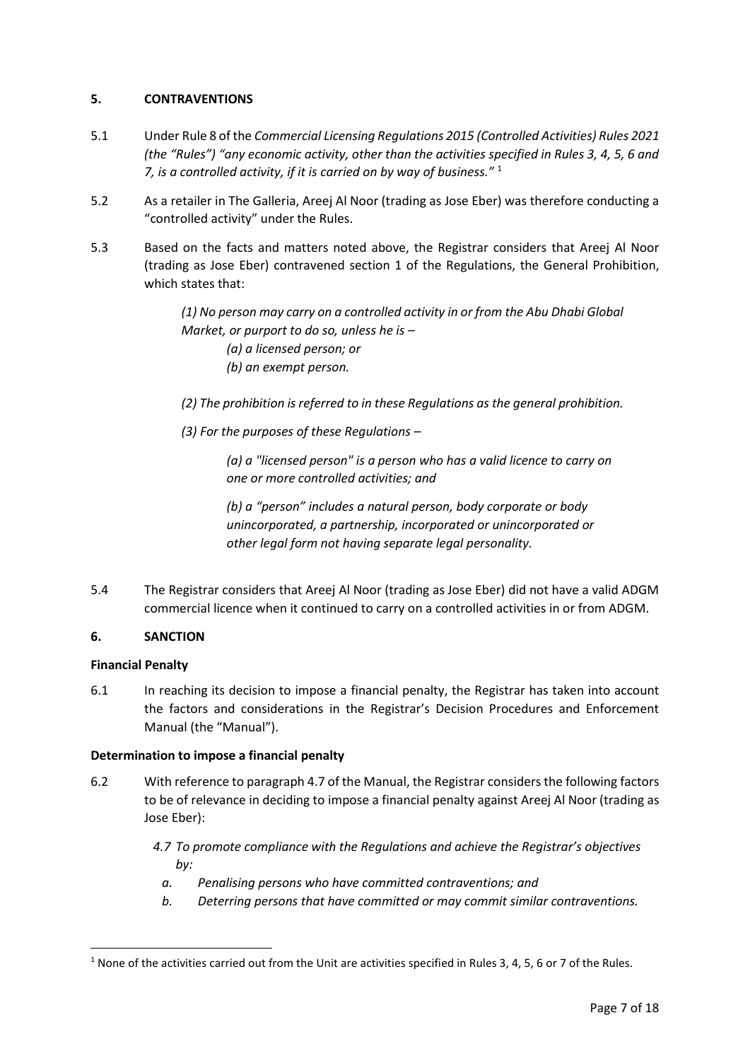## 5. CONTRAVENTIONS

5.1 Under Rule 8 of the *Commercial Licensing Regulations 2015 (Controlled Activities) Rules 2021 (the "Rules") "any economic activity, other than the activities specified in Rules 3, 4, 5, 6 and 7, is a controlled activity, if it is carried on by way of business."* [1]

5.2 As a retailer in The Galleria, Areej Al Noor (trading as Jose Eber) was therefore conducting a "controlled activity" under the Rules.

5.3 Based on the facts and matters noted above, the Registrar considers that Areej Al Noor (trading as Jose Eber) contravened section 1 of the Regulations, the General Prohibition, which states that:

> *(1) No person may carry on a controlled activity in or from the Abu Dhabi Global Market, or purport to do so, unless he is –*
>
> *(a) a licensed person; or*
>
> *(b) an exempt person.*
>
> *(2) The prohibition is referred to in these Regulations as the general prohibition.*
>
> *(3) For the purposes of these Regulations –*
>
> *(a) a "licensed person" is a person who has a valid licence to carry on one or more controlled activities; and*
>
> *(b) a "person" includes a natural person, body corporate or body unincorporated, a partnership, incorporated or unincorporated or other legal form not having separate legal personality.*

5.4 The Registrar considers that Areej Al Noor (trading as Jose Eber) did not have a valid ADGM commercial licence when it continued to carry on a controlled activities in or from ADGM.

## 6. SANCTION

### Financial Penalty

6.1 In reaching its decision to impose a financial penalty, the Registrar has taken into account the factors and considerations in the Registrar's Decision Procedures and Enforcement Manual (the "Manual").

### Determination to impose a financial penalty

6.2 With reference to paragraph 4.7 of the Manual, the Registrar considers the following factors to be of relevance in deciding to impose a financial penalty against Areej Al Noor (trading as Jose Eber):

> *4.7 To promote compliance with the Regulations and achieve the Registrar's objectives by:*
>
> *a. Penalising persons who have committed contraventions; and*
>
> *b. Deterring persons that have committed or may commit similar contraventions.*

---

[1] None of the activities carried out from the Unit are activities specified in Rules 3, 4, 5, 6 or 7 of the Rules.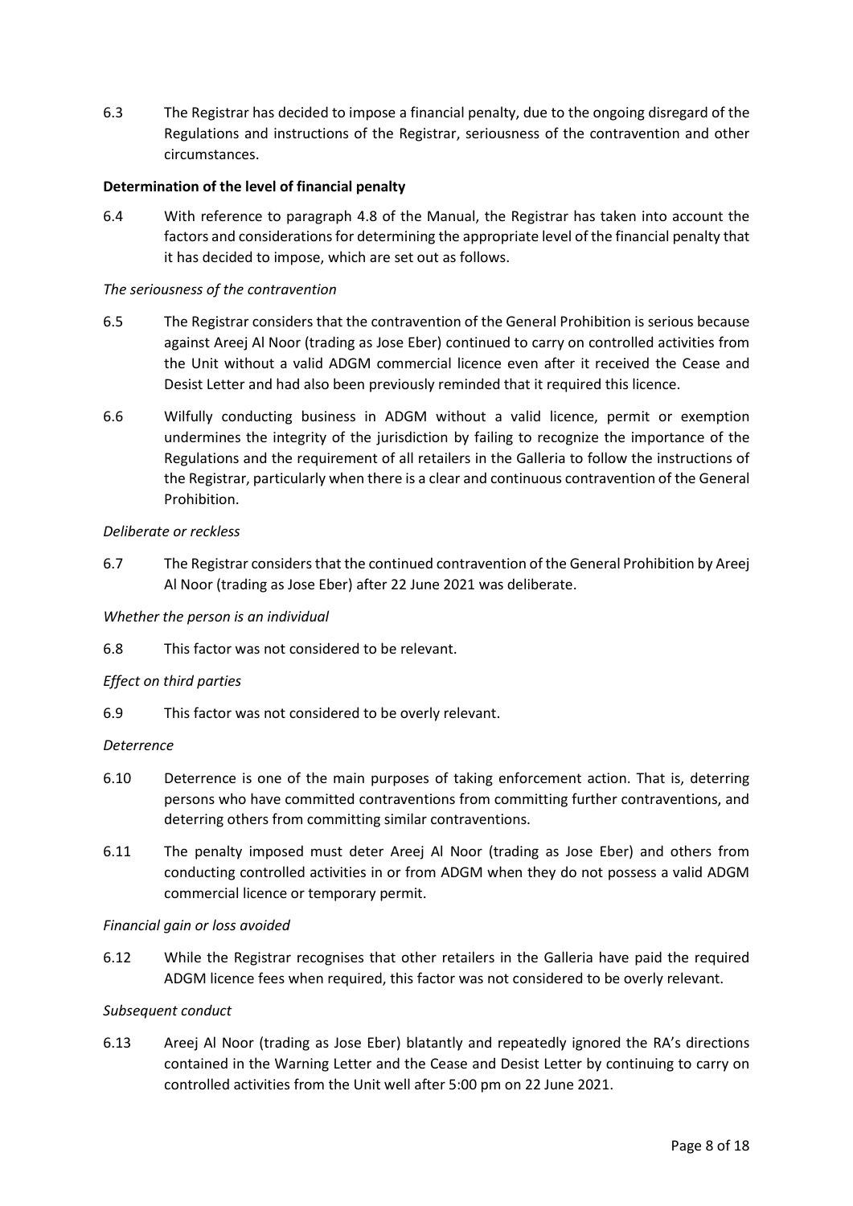6.3 The Registrar has decided to impose a financial penalty, due to the ongoing disregard of the Regulations and instructions of the Registrar, seriousness of the contravention and other circumstances.

**Determination of the level of financial penalty**

6.4 With reference to paragraph 4.8 of the Manual, the Registrar has taken into account the factors and considerations for determining the appropriate level of the financial penalty that it has decided to impose, which are set out as follows.

*The seriousness of the contravention*

6.5 The Registrar considers that the contravention of the General Prohibition is serious because against Areej Al Noor (trading as Jose Eber) continued to carry on controlled activities from the Unit without a valid ADGM commercial licence even after it received the Cease and Desist Letter and had also been previously reminded that it required this licence.

6.6 Wilfully conducting business in ADGM without a valid licence, permit or exemption undermines the integrity of the jurisdiction by failing to recognize the importance of the Regulations and the requirement of all retailers in the Galleria to follow the instructions of the Registrar, particularly when there is a clear and continuous contravention of the General Prohibition.

*Deliberate or reckless*

6.7 The Registrar considers that the continued contravention of the General Prohibition by Areej Al Noor (trading as Jose Eber) after 22 June 2021 was deliberate.

*Whether the person is an individual*

6.8 This factor was not considered to be relevant.

*Effect on third parties*

6.9 This factor was not considered to be overly relevant.

*Deterrence*

6.10 Deterrence is one of the main purposes of taking enforcement action. That is, deterring persons who have committed contraventions from committing further contraventions, and deterring others from committing similar contraventions.

6.11 The penalty imposed must deter Areej Al Noor (trading as Jose Eber) and others from conducting controlled activities in or from ADGM when they do not possess a valid ADGM commercial licence or temporary permit.

*Financial gain or loss avoided*

6.12 While the Registrar recognises that other retailers in the Galleria have paid the required ADGM licence fees when required, this factor was not considered to be overly relevant.

*Subsequent conduct*

6.13 Areej Al Noor (trading as Jose Eber) blatantly and repeatedly ignored the RA's directions contained in the Warning Letter and the Cease and Desist Letter by continuing to carry on controlled activities from the Unit well after 5:00 pm on 22 June 2021.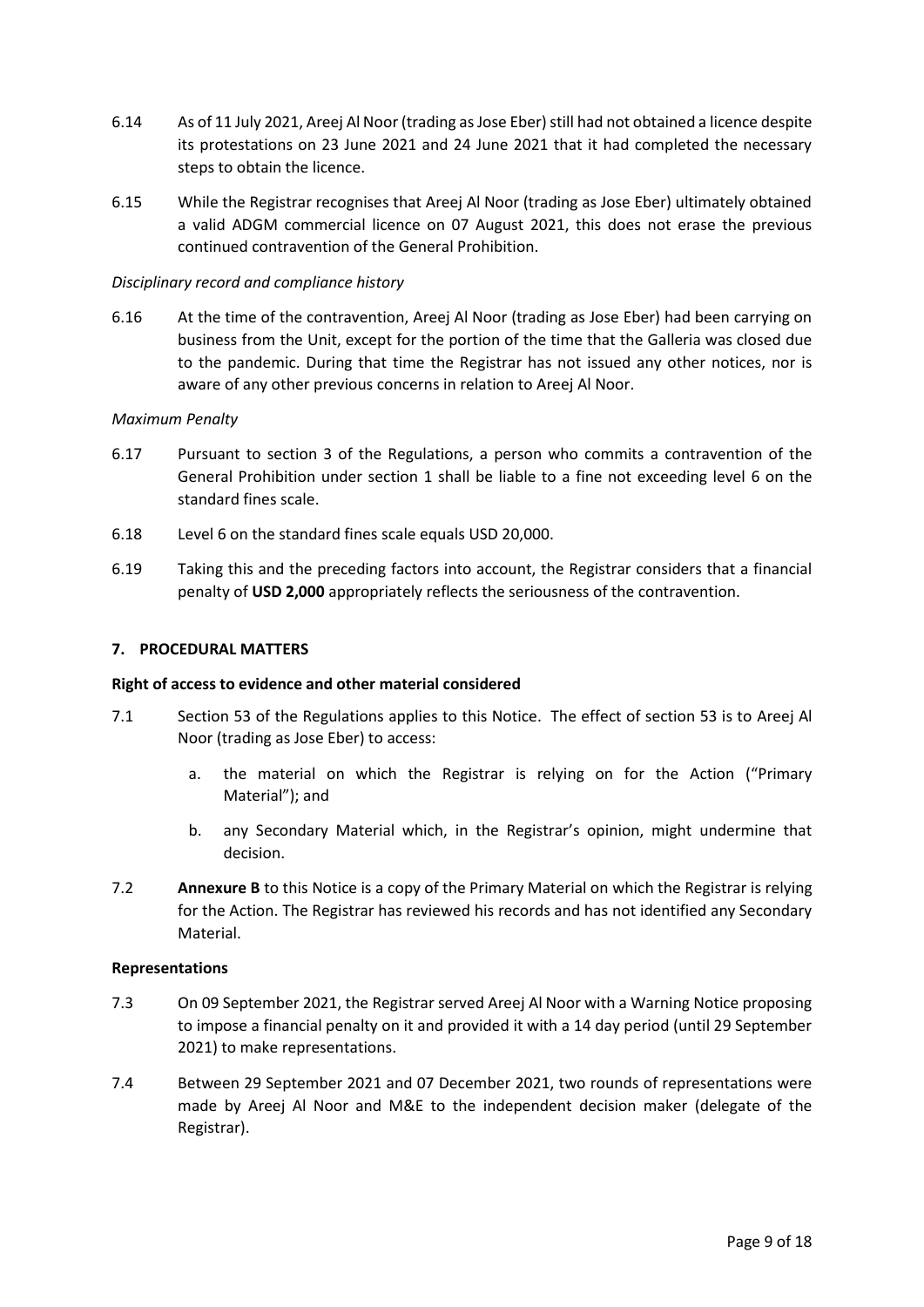6.14 As of 11 July 2021, Areej Al Noor (trading as Jose Eber) still had not obtained a licence despite its protestations on 23 June 2021 and 24 June 2021 that it had completed the necessary steps to obtain the licence.

6.15 While the Registrar recognises that Areej Al Noor (trading as Jose Eber) ultimately obtained a valid ADGM commercial licence on 07 August 2021, this does not erase the previous continued contravention of the General Prohibition.

*Disciplinary record and compliance history*

6.16 At the time of the contravention, Areej Al Noor (trading as Jose Eber) had been carrying on business from the Unit, except for the portion of the time that the Galleria was closed due to the pandemic. During that time the Registrar has not issued any other notices, nor is aware of any other previous concerns in relation to Areej Al Noor.

*Maximum Penalty*

6.17 Pursuant to section 3 of the Regulations, a person who commits a contravention of the General Prohibition under section 1 shall be liable to a fine not exceeding level 6 on the standard fines scale.

6.18 Level 6 on the standard fines scale equals USD 20,000.

6.19 Taking this and the preceding factors into account, the Registrar considers that a financial penalty of **USD 2,000** appropriately reflects the seriousness of the contravention.

## 7. PROCEDURAL MATTERS

### Right of access to evidence and other material considered

7.1 Section 53 of the Regulations applies to this Notice. The effect of section 53 is to Areej Al Noor (trading as Jose Eber) to access:

a. the material on which the Registrar is relying on for the Action ("Primary Material"); and

b. any Secondary Material which, in the Registrar's opinion, might undermine that decision.

7.2 **Annexure B** to this Notice is a copy of the Primary Material on which the Registrar is relying for the Action. The Registrar has reviewed his records and has not identified any Secondary Material.

### Representations

7.3 On 09 September 2021, the Registrar served Areej Al Noor with a Warning Notice proposing to impose a financial penalty on it and provided it with a 14 day period (until 29 September 2021) to make representations.

7.4 Between 29 September 2021 and 07 December 2021, two rounds of representations were made by Areej Al Noor and M&E to the independent decision maker (delegate of the Registrar).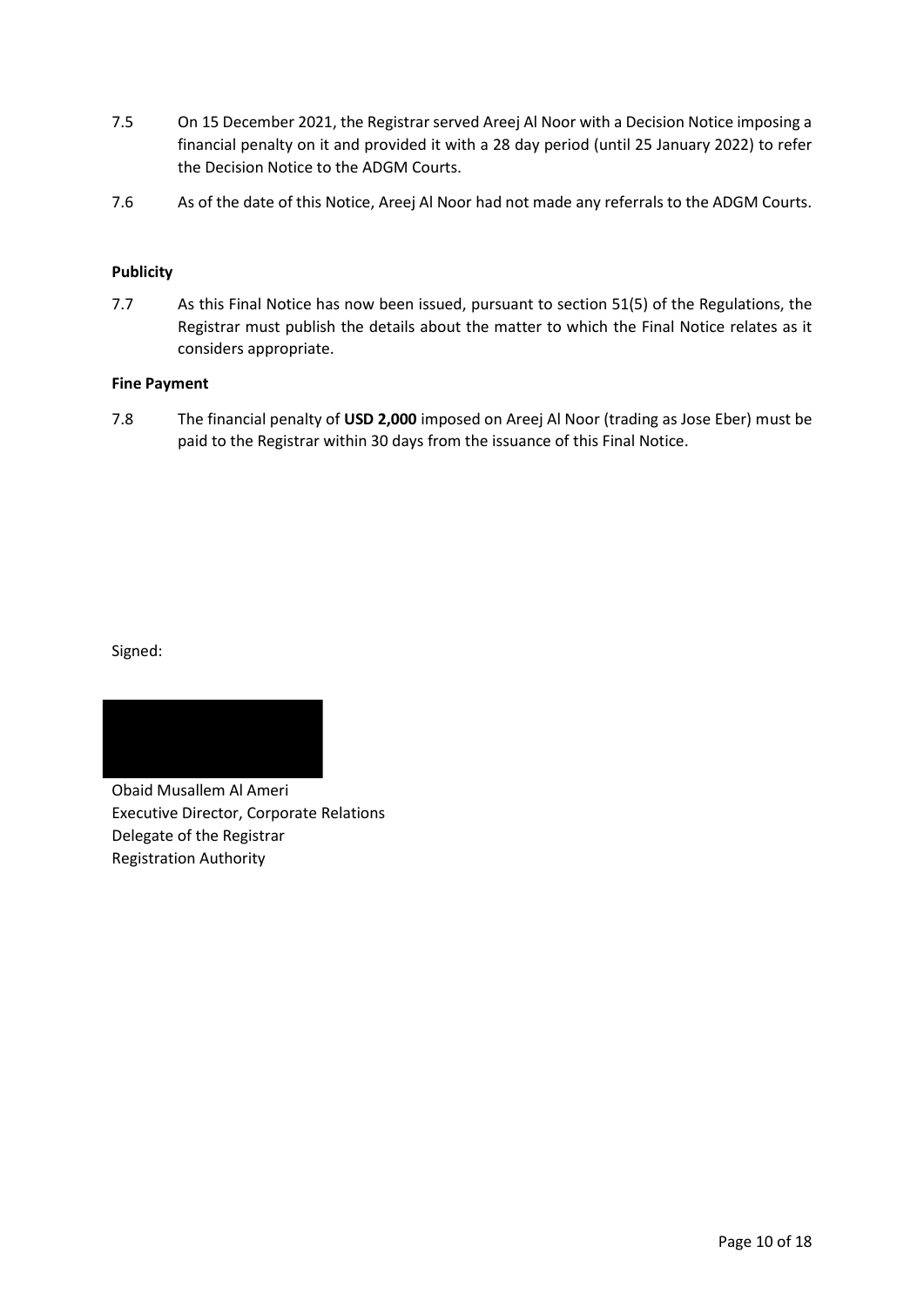7.5 On 15 December 2021, the Registrar served Areej Al Noor with a Decision Notice imposing a financial penalty on it and provided it with a 28 day period (until 25 January 2022) to refer the Decision Notice to the ADGM Courts.

7.6 As of the date of this Notice, Areej Al Noor had not made any referrals to the ADGM Courts.

**Publicity**

7.7 As this Final Notice has now been issued, pursuant to section 51(5) of the Regulations, the Registrar must publish the details about the matter to which the Final Notice relates as it considers appropriate.

**Fine Payment**

7.8 The financial penalty of **USD 2,000** imposed on Areej Al Noor (trading as Jose Eber) must be paid to the Registrar within 30 days from the issuance of this Final Notice.

Signed:

Obaid Musallem Al Ameri
Executive Director, Corporate Relations
Delegate of the Registrar
Registration Authority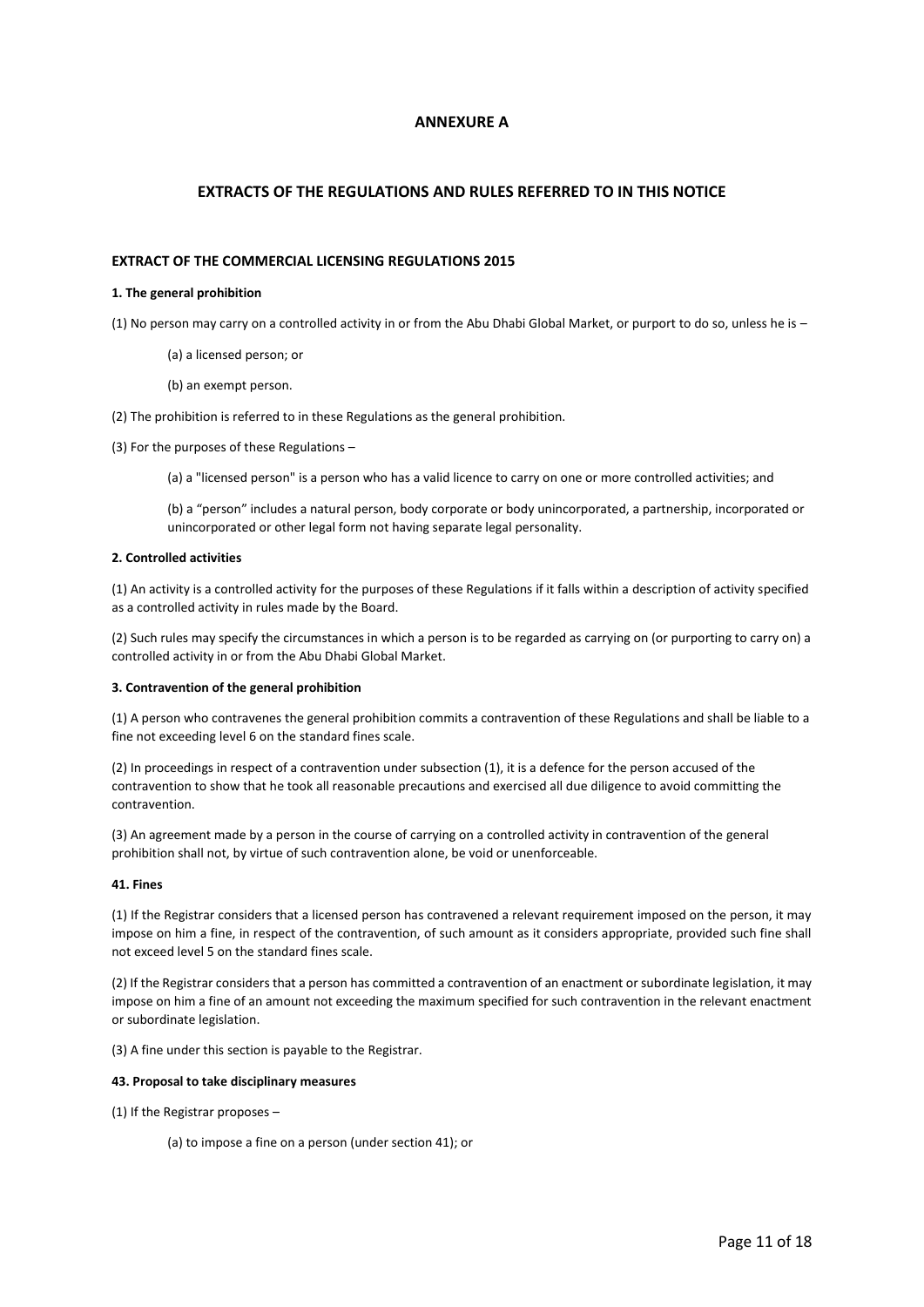# ANNEXURE A

## EXTRACTS OF THE REGULATIONS AND RULES REFERRED TO IN THIS NOTICE

### EXTRACT OF THE COMMERCIAL LICENSING REGULATIONS 2015

**1. The general prohibition**

(1) No person may carry on a controlled activity in or from the Abu Dhabi Global Market, or purport to do so, unless he is –

> (a) a licensed person; or
>
> (b) an exempt person.

(2) The prohibition is referred to in these Regulations as the general prohibition.

(3) For the purposes of these Regulations –

> (a) a "licensed person" is a person who has a valid licence to carry on one or more controlled activities; and
>
> (b) a "person" includes a natural person, body corporate or body unincorporated, a partnership, incorporated or unincorporated or other legal form not having separate legal personality.

**2. Controlled activities**

(1) An activity is a controlled activity for the purposes of these Regulations if it falls within a description of activity specified as a controlled activity in rules made by the Board.

(2) Such rules may specify the circumstances in which a person is to be regarded as carrying on (or purporting to carry on) a controlled activity in or from the Abu Dhabi Global Market.

**3. Contravention of the general prohibition**

(1) A person who contravenes the general prohibition commits a contravention of these Regulations and shall be liable to a fine not exceeding level 6 on the standard fines scale.

(2) In proceedings in respect of a contravention under subsection (1), it is a defence for the person accused of the contravention to show that he took all reasonable precautions and exercised all due diligence to avoid committing the contravention.

(3) An agreement made by a person in the course of carrying on a controlled activity in contravention of the general prohibition shall not, by virtue of such contravention alone, be void or unenforceable.

**41. Fines**

(1) If the Registrar considers that a licensed person has contravened a relevant requirement imposed on the person, it may impose on him a fine, in respect of the contravention, of such amount as it considers appropriate, provided such fine shall not exceed level 5 on the standard fines scale.

(2) If the Registrar considers that a person has committed a contravention of an enactment or subordinate legislation, it may impose on him a fine of an amount not exceeding the maximum specified for such contravention in the relevant enactment or subordinate legislation.

(3) A fine under this section is payable to the Registrar.

**43. Proposal to take disciplinary measures**

(1) If the Registrar proposes –

> (a) to impose a fine on a person (under section 41); or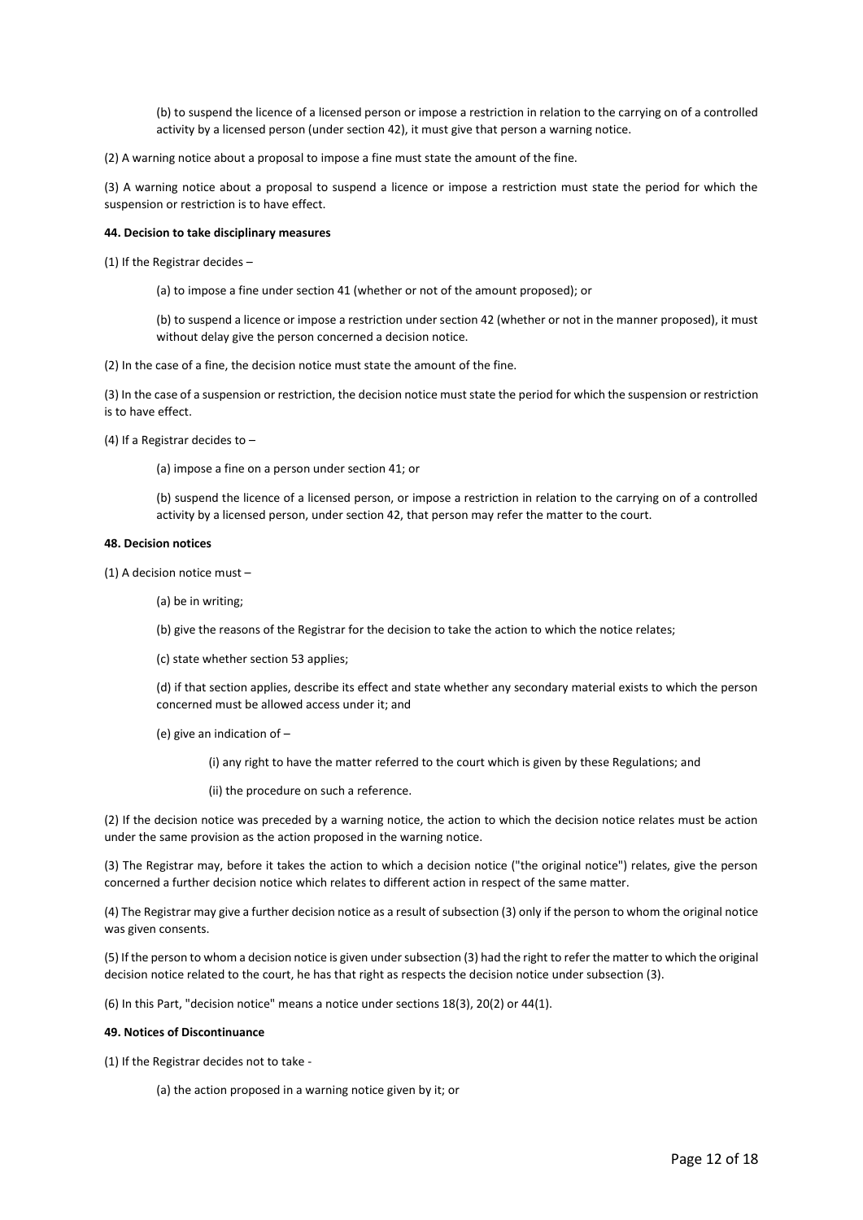(b) to suspend the licence of a licensed person or impose a restriction in relation to the carrying on of a controlled activity by a licensed person (under section 42), it must give that person a warning notice.

(2) A warning notice about a proposal to impose a fine must state the amount of the fine.

(3) A warning notice about a proposal to suspend a licence or impose a restriction must state the period for which the suspension or restriction is to have effect.

**44. Decision to take disciplinary measures**

(1) If the Registrar decides –

(a) to impose a fine under section 41 (whether or not of the amount proposed); or

(b) to suspend a licence or impose a restriction under section 42 (whether or not in the manner proposed), it must without delay give the person concerned a decision notice.

(2) In the case of a fine, the decision notice must state the amount of the fine.

(3) In the case of a suspension or restriction, the decision notice must state the period for which the suspension or restriction is to have effect.

(4) If a Registrar decides to –

(a) impose a fine on a person under section 41; or

(b) suspend the licence of a licensed person, or impose a restriction in relation to the carrying on of a controlled activity by a licensed person, under section 42, that person may refer the matter to the court.

**48. Decision notices**

(1) A decision notice must –

(a) be in writing;

(b) give the reasons of the Registrar for the decision to take the action to which the notice relates;

(c) state whether section 53 applies;

(d) if that section applies, describe its effect and state whether any secondary material exists to which the person concerned must be allowed access under it; and

(e) give an indication of –

(i) any right to have the matter referred to the court which is given by these Regulations; and

(ii) the procedure on such a reference.

(2) If the decision notice was preceded by a warning notice, the action to which the decision notice relates must be action under the same provision as the action proposed in the warning notice.

(3) The Registrar may, before it takes the action to which a decision notice ("the original notice") relates, give the person concerned a further decision notice which relates to different action in respect of the same matter.

(4) The Registrar may give a further decision notice as a result of subsection (3) only if the person to whom the original notice was given consents.

(5) If the person to whom a decision notice is given under subsection (3) had the right to refer the matter to which the original decision notice related to the court, he has that right as respects the decision notice under subsection (3).

(6) In this Part, "decision notice" means a notice under sections 18(3), 20(2) or 44(1).

**49. Notices of Discontinuance**

(1) If the Registrar decides not to take -

(a) the action proposed in a warning notice given by it; or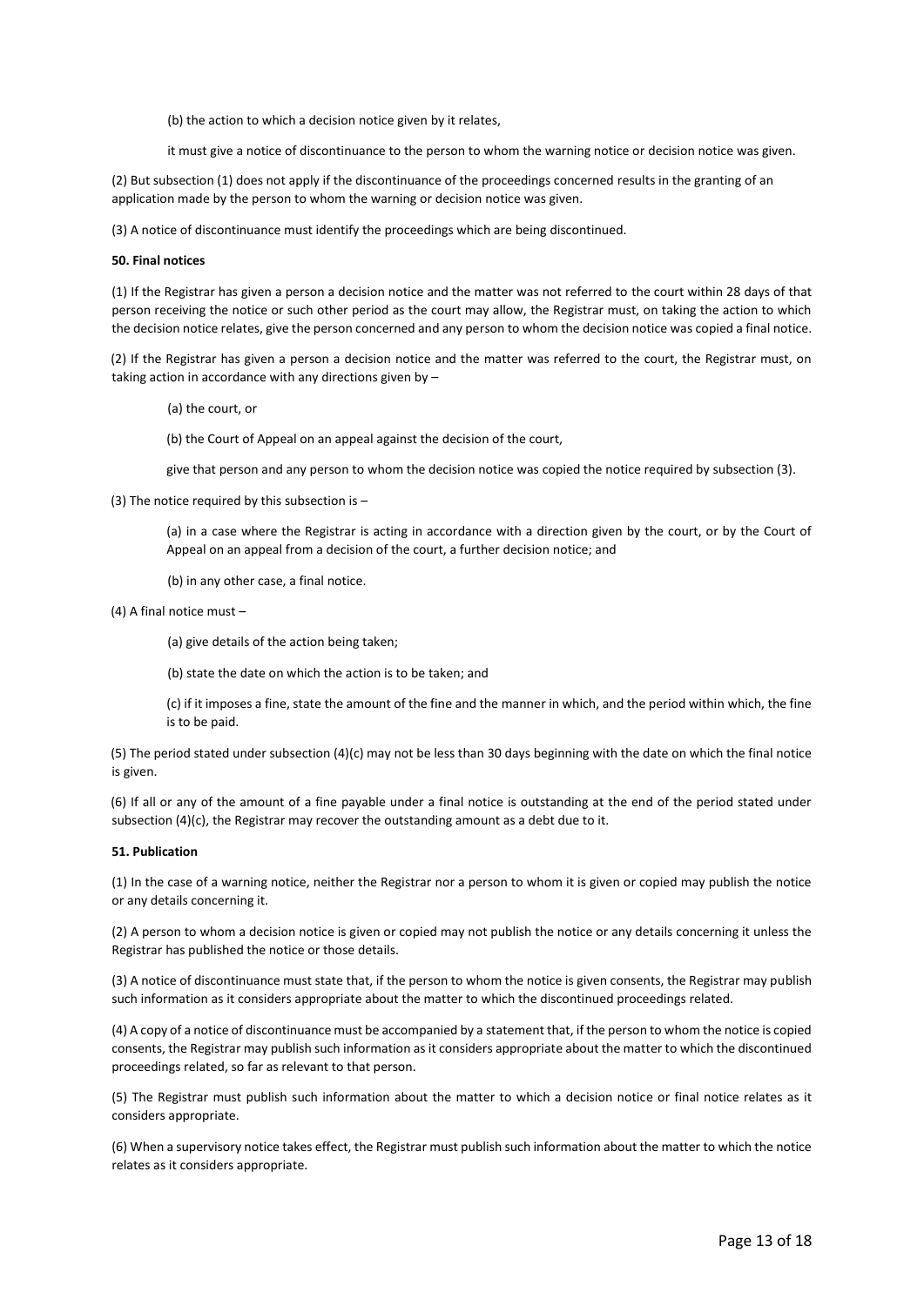(b) the action to which a decision notice given by it relates,

it must give a notice of discontinuance to the person to whom the warning notice or decision notice was given.

(2) But subsection (1) does not apply if the discontinuance of the proceedings concerned results in the granting of an application made by the person to whom the warning or decision notice was given.

(3) A notice of discontinuance must identify the proceedings which are being discontinued.

**50. Final notices**

(1) If the Registrar has given a person a decision notice and the matter was not referred to the court within 28 days of that person receiving the notice or such other period as the court may allow, the Registrar must, on taking the action to which the decision notice relates, give the person concerned and any person to whom the decision notice was copied a final notice.

(2) If the Registrar has given a person a decision notice and the matter was referred to the court, the Registrar must, on taking action in accordance with any directions given by –

(a) the court, or

(b) the Court of Appeal on an appeal against the decision of the court,

give that person and any person to whom the decision notice was copied the notice required by subsection (3).

(3) The notice required by this subsection is –

(a) in a case where the Registrar is acting in accordance with a direction given by the court, or by the Court of Appeal on an appeal from a decision of the court, a further decision notice; and

(b) in any other case, a final notice.

(4) A final notice must –

(a) give details of the action being taken;

(b) state the date on which the action is to be taken; and

(c) if it imposes a fine, state the amount of the fine and the manner in which, and the period within which, the fine is to be paid.

(5) The period stated under subsection (4)(c) may not be less than 30 days beginning with the date on which the final notice is given.

(6) If all or any of the amount of a fine payable under a final notice is outstanding at the end of the period stated under subsection (4)(c), the Registrar may recover the outstanding amount as a debt due to it.

**51. Publication**

(1) In the case of a warning notice, neither the Registrar nor a person to whom it is given or copied may publish the notice or any details concerning it.

(2) A person to whom a decision notice is given or copied may not publish the notice or any details concerning it unless the Registrar has published the notice or those details.

(3) A notice of discontinuance must state that, if the person to whom the notice is given consents, the Registrar may publish such information as it considers appropriate about the matter to which the discontinued proceedings related.

(4) A copy of a notice of discontinuance must be accompanied by a statement that, if the person to whom the notice is copied consents, the Registrar may publish such information as it considers appropriate about the matter to which the discontinued proceedings related, so far as relevant to that person.

(5) The Registrar must publish such information about the matter to which a decision notice or final notice relates as it considers appropriate.

(6) When a supervisory notice takes effect, the Registrar must publish such information about the matter to which the notice relates as it considers appropriate.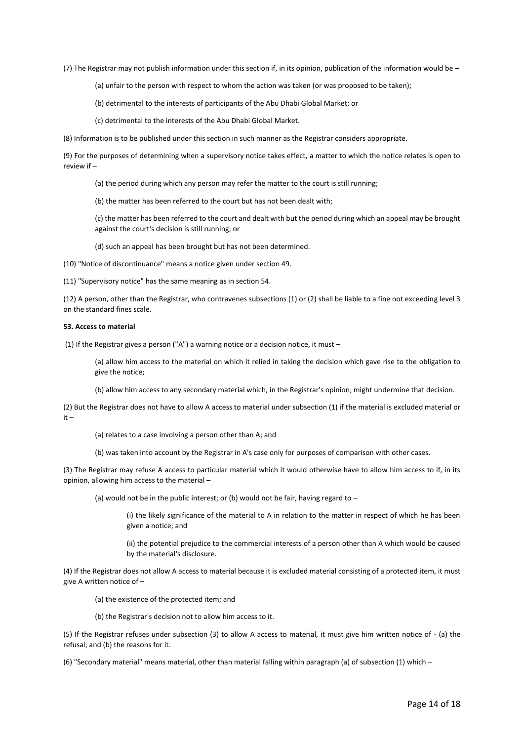(7) The Registrar may not publish information under this section if, in its opinion, publication of the information would be –

(a) unfair to the person with respect to whom the action was taken (or was proposed to be taken);

(b) detrimental to the interests of participants of the Abu Dhabi Global Market; or

(c) detrimental to the interests of the Abu Dhabi Global Market.

(8) Information is to be published under this section in such manner as the Registrar considers appropriate.

(9) For the purposes of determining when a supervisory notice takes effect, a matter to which the notice relates is open to review if –

(a) the period during which any person may refer the matter to the court is still running;

(b) the matter has been referred to the court but has not been dealt with;

(c) the matter has been referred to the court and dealt with but the period during which an appeal may be brought against the court's decision is still running; or

(d) such an appeal has been brought but has not been determined.

(10) "Notice of discontinuance" means a notice given under section 49.

(11) "Supervisory notice" has the same meaning as in section 54.

(12) A person, other than the Registrar, who contravenes subsections (1) or (2) shall be liable to a fine not exceeding level 3 on the standard fines scale.

**53. Access to material**

(1) If the Registrar gives a person ("A") a warning notice or a decision notice, it must –

(a) allow him access to the material on which it relied in taking the decision which gave rise to the obligation to give the notice;

(b) allow him access to any secondary material which, in the Registrar's opinion, might undermine that decision.

(2) But the Registrar does not have to allow A access to material under subsection (1) if the material is excluded material or it –

(a) relates to a case involving a person other than A; and

(b) was taken into account by the Registrar in A's case only for purposes of comparison with other cases.

(3) The Registrar may refuse A access to particular material which it would otherwise have to allow him access to if, in its opinion, allowing him access to the material –

(a) would not be in the public interest; or (b) would not be fair, having regard to –

(i) the likely significance of the material to A in relation to the matter in respect of which he has been given a notice; and

(ii) the potential prejudice to the commercial interests of a person other than A which would be caused by the material's disclosure.

(4) If the Registrar does not allow A access to material because it is excluded material consisting of a protected item, it must give A written notice of –

(a) the existence of the protected item; and

(b) the Registrar's decision not to allow him access to it.

(5) If the Registrar refuses under subsection (3) to allow A access to material, it must give him written notice of - (a) the refusal; and (b) the reasons for it.

(6) "Secondary material" means material, other than material falling within paragraph (a) of subsection (1) which –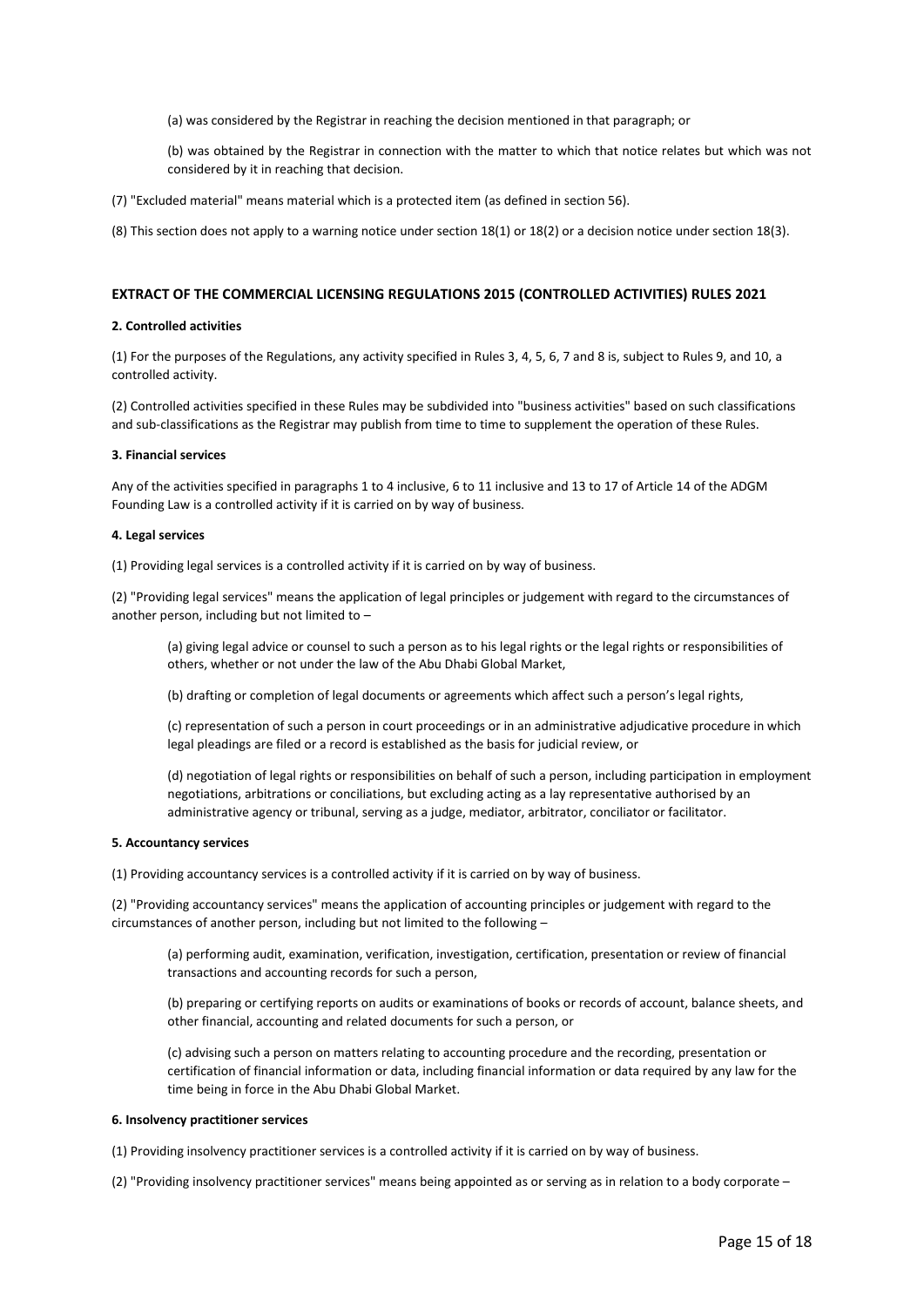(a) was considered by the Registrar in reaching the decision mentioned in that paragraph; or

(b) was obtained by the Registrar in connection with the matter to which that notice relates but which was not considered by it in reaching that decision.

(7) "Excluded material" means material which is a protected item (as defined in section 56).

(8) This section does not apply to a warning notice under section 18(1) or 18(2) or a decision notice under section 18(3).

## EXTRACT OF THE COMMERCIAL LICENSING REGULATIONS 2015 (CONTROLLED ACTIVITIES) RULES 2021

### 2. Controlled activities

(1) For the purposes of the Regulations, any activity specified in Rules 3, 4, 5, 6, 7 and 8 is, subject to Rules 9, and 10, a controlled activity.

(2) Controlled activities specified in these Rules may be subdivided into "business activities" based on such classifications and sub-classifications as the Registrar may publish from time to time to supplement the operation of these Rules.

### 3. Financial services

Any of the activities specified in paragraphs 1 to 4 inclusive, 6 to 11 inclusive and 13 to 17 of Article 14 of the ADGM Founding Law is a controlled activity if it is carried on by way of business.

### 4. Legal services

(1) Providing legal services is a controlled activity if it is carried on by way of business.

(2) "Providing legal services" means the application of legal principles or judgement with regard to the circumstances of another person, including but not limited to –

(a) giving legal advice or counsel to such a person as to his legal rights or the legal rights or responsibilities of others, whether or not under the law of the Abu Dhabi Global Market,

(b) drafting or completion of legal documents or agreements which affect such a person's legal rights,

(c) representation of such a person in court proceedings or in an administrative adjudicative procedure in which legal pleadings are filed or a record is established as the basis for judicial review, or

(d) negotiation of legal rights or responsibilities on behalf of such a person, including participation in employment negotiations, arbitrations or conciliations, but excluding acting as a lay representative authorised by an administrative agency or tribunal, serving as a judge, mediator, arbitrator, conciliator or facilitator.

### 5. Accountancy services

(1) Providing accountancy services is a controlled activity if it is carried on by way of business.

(2) "Providing accountancy services" means the application of accounting principles or judgement with regard to the circumstances of another person, including but not limited to the following –

(a) performing audit, examination, verification, investigation, certification, presentation or review of financial transactions and accounting records for such a person,

(b) preparing or certifying reports on audits or examinations of books or records of account, balance sheets, and other financial, accounting and related documents for such a person, or

(c) advising such a person on matters relating to accounting procedure and the recording, presentation or certification of financial information or data, including financial information or data required by any law for the time being in force in the Abu Dhabi Global Market.

### 6. Insolvency practitioner services

(1) Providing insolvency practitioner services is a controlled activity if it is carried on by way of business.

(2) "Providing insolvency practitioner services" means being appointed as or serving as in relation to a body corporate –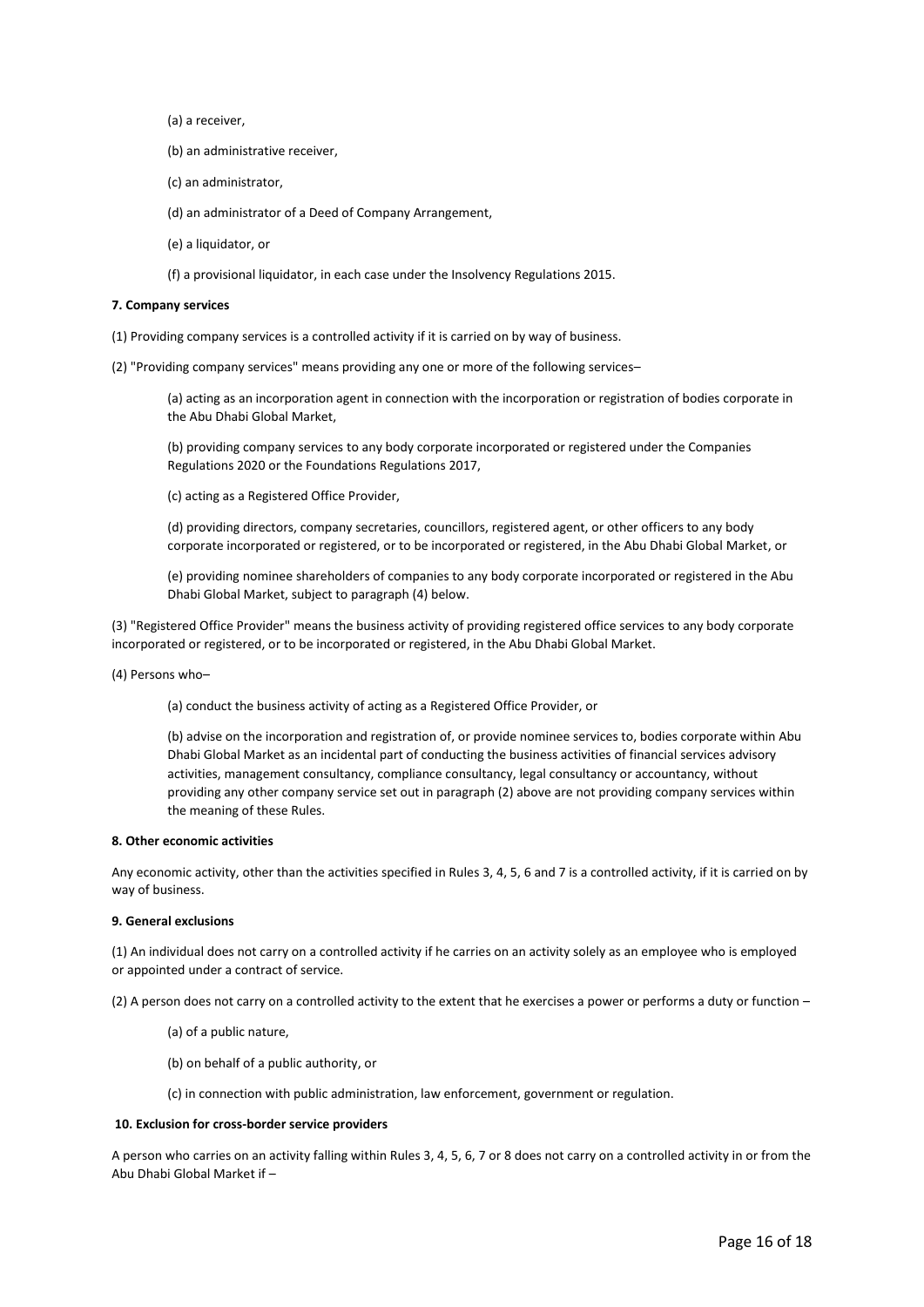(a) a receiver,

(b) an administrative receiver,

(c) an administrator,

(d) an administrator of a Deed of Company Arrangement,

(e) a liquidator, or

(f) a provisional liquidator, in each case under the Insolvency Regulations 2015.

**7. Company services**

(1) Providing company services is a controlled activity if it is carried on by way of business.

(2) "Providing company services" means providing any one or more of the following services–

(a) acting as an incorporation agent in connection with the incorporation or registration of bodies corporate in the Abu Dhabi Global Market,

(b) providing company services to any body corporate incorporated or registered under the Companies Regulations 2020 or the Foundations Regulations 2017,

(c) acting as a Registered Office Provider,

(d) providing directors, company secretaries, councillors, registered agent, or other officers to any body corporate incorporated or registered, or to be incorporated or registered, in the Abu Dhabi Global Market, or

(e) providing nominee shareholders of companies to any body corporate incorporated or registered in the Abu Dhabi Global Market, subject to paragraph (4) below.

(3) "Registered Office Provider" means the business activity of providing registered office services to any body corporate incorporated or registered, or to be incorporated or registered, in the Abu Dhabi Global Market.

(4) Persons who–

(a) conduct the business activity of acting as a Registered Office Provider, or

(b) advise on the incorporation and registration of, or provide nominee services to, bodies corporate within Abu Dhabi Global Market as an incidental part of conducting the business activities of financial services advisory activities, management consultancy, compliance consultancy, legal consultancy or accountancy, without providing any other company service set out in paragraph (2) above are not providing company services within the meaning of these Rules.

**8. Other economic activities**

Any economic activity, other than the activities specified in Rules 3, 4, 5, 6 and 7 is a controlled activity, if it is carried on by way of business.

**9. General exclusions**

(1) An individual does not carry on a controlled activity if he carries on an activity solely as an employee who is employed or appointed under a contract of service.

(2) A person does not carry on a controlled activity to the extent that he exercises a power or performs a duty or function –

(a) of a public nature,

(b) on behalf of a public authority, or

(c) in connection with public administration, law enforcement, government or regulation.

**10. Exclusion for cross-border service providers**

A person who carries on an activity falling within Rules 3, 4, 5, 6, 7 or 8 does not carry on a controlled activity in or from the Abu Dhabi Global Market if –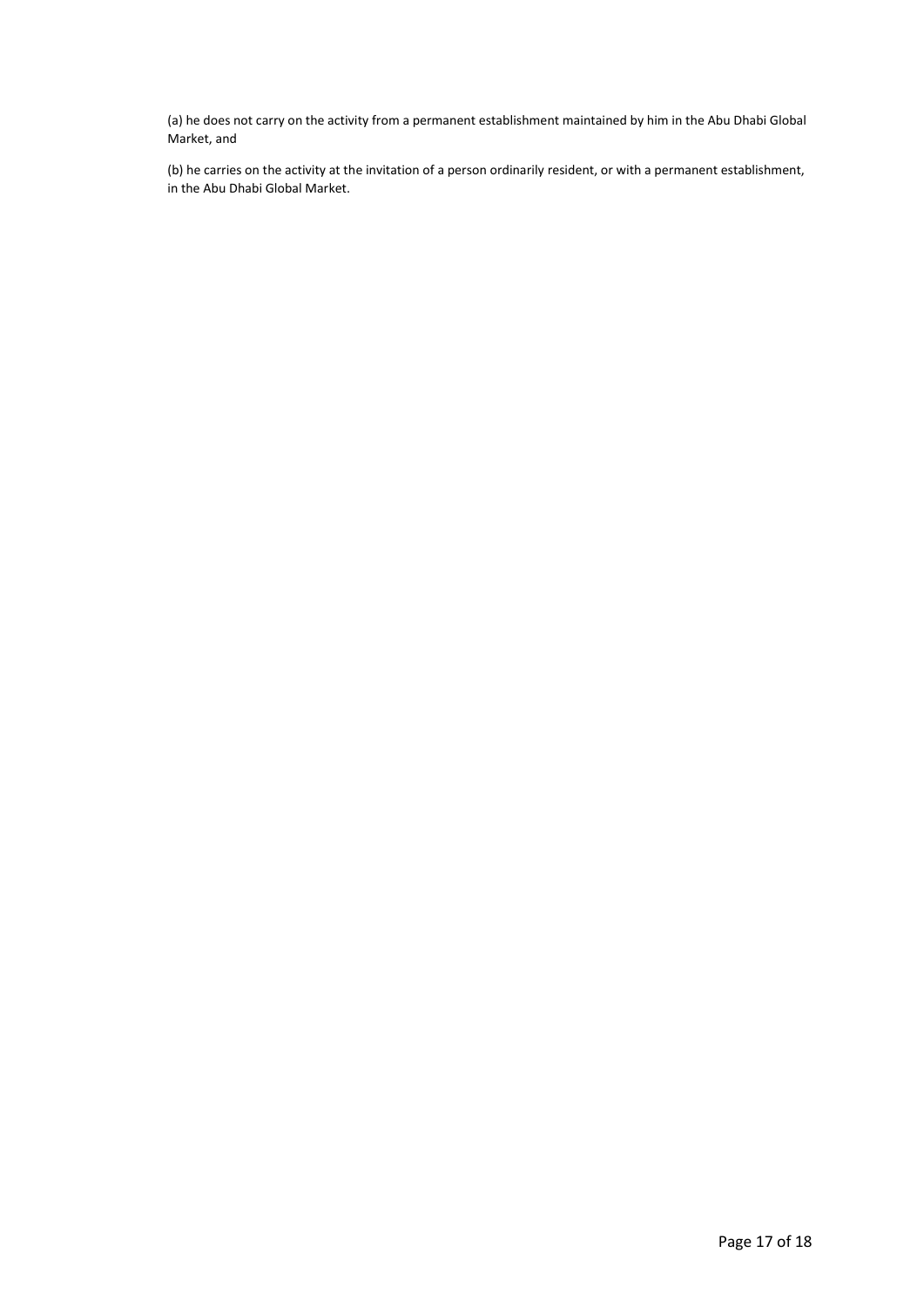(a) he does not carry on the activity from a permanent establishment maintained by him in the Abu Dhabi Global Market, and

(b) he carries on the activity at the invitation of a person ordinarily resident, or with a permanent establishment, in the Abu Dhabi Global Market.